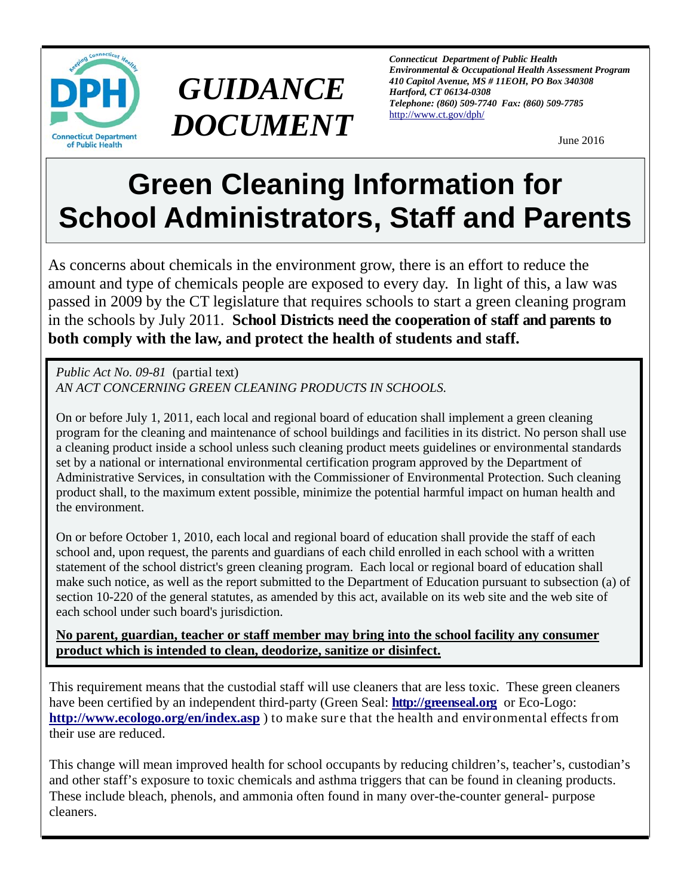# GUIDANCE DOCUMENT

***Connecticut Department of Public Health***
***Environmental & Occupational Health Assessment Program***
***410 Capitol Avenue, MS # 11EOH, PO Box 340308***
***Hartford, CT 06134-0308***
***Telephone: (860) 509-7740 Fax: (860) 509-7785***
http://www.ct.gov/dph/

June 2016

# Green Cleaning Information for School Administrators, Staff and Parents

As concerns about chemicals in the environment grow, there is an effort to reduce the amount and type of chemicals people are exposed to every day. In light of this, a law was passed in 2009 by the CT legislature that requires schools to start a green cleaning program in the schools by July 2011. **School Districts need the cooperation of staff and parents to both comply with the law, and protect the health of students and staff.**

*Public Act No. 09-81* (partial text)
*AN ACT CONCERNING GREEN CLEANING PRODUCTS IN SCHOOLS.*

On or before July 1, 2011, each local and regional board of education shall implement a green cleaning program for the cleaning and maintenance of school buildings and facilities in its district. No person shall use a cleaning product inside a school unless such cleaning product meets guidelines or environmental standards set by a national or international environmental certification program approved by the Department of Administrative Services, in consultation with the Commissioner of Environmental Protection. Such cleaning product shall, to the maximum extent possible, minimize the potential harmful impact on human health and the environment.

On or before October 1, 2010, each local and regional board of education shall provide the staff of each school and, upon request, the parents and guardians of each child enrolled in each school with a written statement of the school district's green cleaning program. Each local or regional board of education shall make such notice, as well as the report submitted to the Department of Education pursuant to subsection (a) of section 10-220 of the general statutes, as amended by this act, available on its web site and the web site of each school under such board's jurisdiction.

**No parent, guardian, teacher or staff member may bring into the school facility any consumer product which is intended to clean, deodorize, sanitize or disinfect.**

This requirement means that the custodial staff will use cleaners that are less toxic. These green cleaners have been certified by an independent third-party (Green Seal: **http://greenseal.org** or Eco-Logo: **http://www.ecologo.org/en/index.asp** ) to make sure that the health and environmental effects from their use are reduced.

This change will mean improved health for school occupants by reducing children's, teacher's, custodian's and other staff's exposure to toxic chemicals and asthma triggers that can be found in cleaning products. These include bleach, phenols, and ammonia often found in many over-the-counter general- purpose cleaners.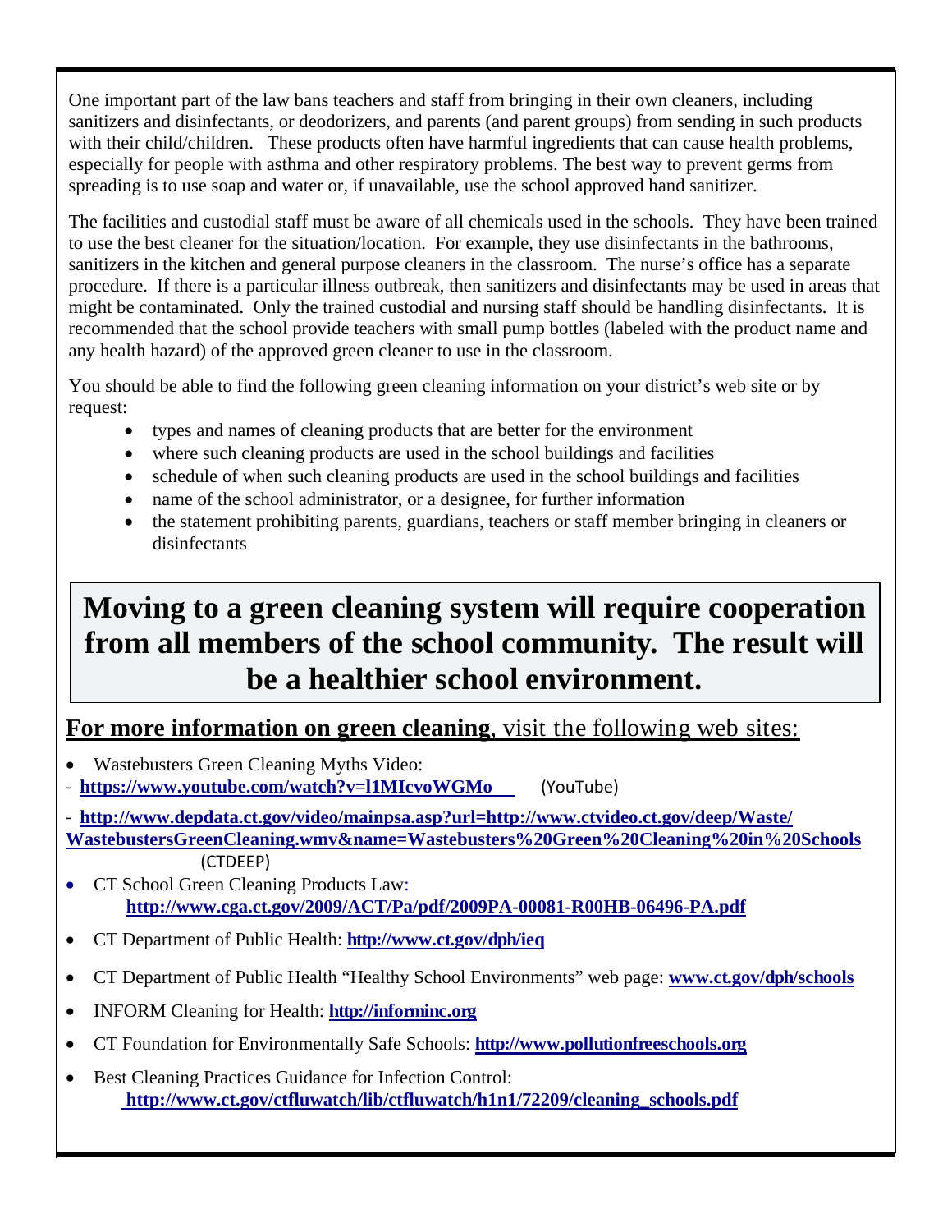One important part of the law bans teachers and staff from bringing in their own cleaners, including sanitizers and disinfectants, or deodorizers, and parents (and parent groups) from sending in such products with their child/children. These products often have harmful ingredients that can cause health problems, especially for people with asthma and other respiratory problems. The best way to prevent germs from spreading is to use soap and water or, if unavailable, use the school approved hand sanitizer.

The facilities and custodial staff must be aware of all chemicals used in the schools. They have been trained to use the best cleaner for the situation/location. For example, they use disinfectants in the bathrooms, sanitizers in the kitchen and general purpose cleaners in the classroom. The nurse's office has a separate procedure. If there is a particular illness outbreak, then sanitizers and disinfectants may be used in areas that might be contaminated. Only the trained custodial and nursing staff should be handling disinfectants. It is recommended that the school provide teachers with small pump bottles (labeled with the product name and any health hazard) of the approved green cleaner to use in the classroom.

You should be able to find the following green cleaning information on your district's web site or by request:

- types and names of cleaning products that are better for the environment
- where such cleaning products are used in the school buildings and facilities
- schedule of when such cleaning products are used in the school buildings and facilities
- name of the school administrator, or a designee, for further information
- the statement prohibiting parents, guardians, teachers or staff member bringing in cleaners or disinfectants

## Moving to a green cleaning system will require cooperation from all members of the school community. The result will be a healthier school environment.

### **For more information on green cleaning**, visit the following web sites:

- Wastebusters Green Cleaning Myths Video:

- **https://www.youtube.com/watch?v=l1MIcvoWGMo** (YouTube)

- **http://www.depdata.ct.gov/video/mainpsa.asp?url=http://www.ctvideo.ct.gov/deep/Waste/WastebustersGreenCleaning.wmv&name=Wastebusters%20Green%20Cleaning%20in%20Schools** (CTDEEP)

- CT School Green Cleaning Products Law: **http://www.cga.ct.gov/2009/ACT/Pa/pdf/2009PA-00081-R00HB-06496-PA.pdf**
- CT Department of Public Health: **http://www.ct.gov/dph/ieq**
- CT Department of Public Health "Healthy School Environments" web page: **www.ct.gov/dph/schools**
- INFORM Cleaning for Health: **http://informinc.org**
- CT Foundation for Environmentally Safe Schools: **http://www.pollutionfreeschools.org**
- Best Cleaning Practices Guidance for Infection Control: **http://www.ct.gov/ctfluwatch/lib/ctfluwatch/h1n1/72209/cleaning_schools.pdf**